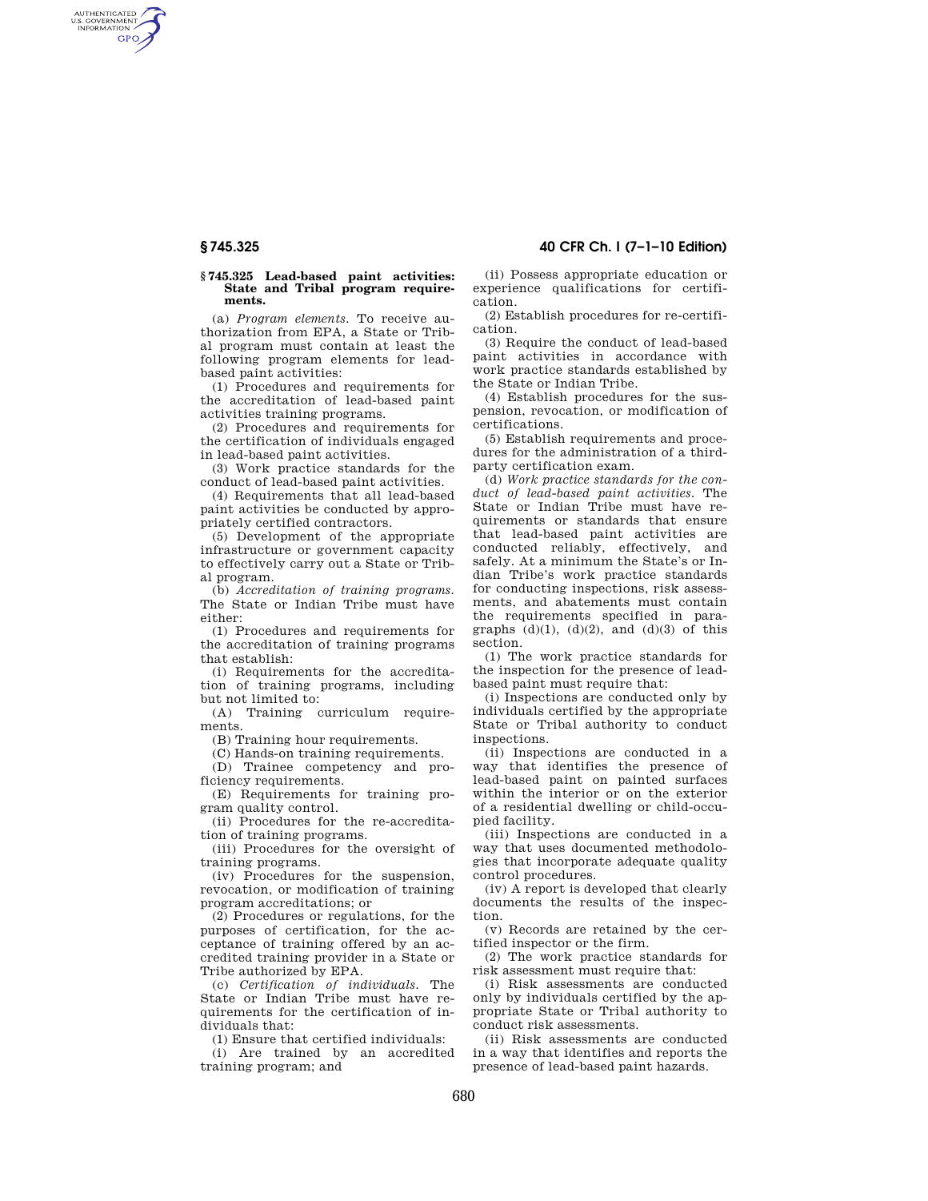## § 745.325 Lead-based paint activities: State and Tribal program requirements.

(a) *Program elements.* To receive authorization from EPA, a State or Tribal program must contain at least the following program elements for lead-based paint activities:

(1) Procedures and requirements for the accreditation of lead-based paint activities training programs.

(2) Procedures and requirements for the certification of individuals engaged in lead-based paint activities.

(3) Work practice standards for the conduct of lead-based paint activities.

(4) Requirements that all lead-based paint activities be conducted by appropriately certified contractors.

(5) Development of the appropriate infrastructure or government capacity to effectively carry out a State or Tribal program.

(b) *Accreditation of training programs.* The State or Indian Tribe must have either:

(1) Procedures and requirements for the accreditation of training programs that establish:

(i) Requirements for the accreditation of training programs, including but not limited to:

(A) Training curriculum requirements.

(B) Training hour requirements.

(C) Hands-on training requirements.

(D) Trainee competency and proficiency requirements.

(E) Requirements for training program quality control.

(ii) Procedures for the re-accreditation of training programs.

(iii) Procedures for the oversight of training programs.

(iv) Procedures for the suspension, revocation, or modification of training program accreditations; or

(2) Procedures or regulations, for the purposes of certification, for the acceptance of training offered by an accredited training provider in a State or Tribe authorized by EPA.

(c) *Certification of individuals.* The State or Indian Tribe must have requirements for the certification of individuals that:

(1) Ensure that certified individuals:

(i) Are trained by an accredited training program; and

(ii) Possess appropriate education or experience qualifications for certification.

(2) Establish procedures for re-certification.

(3) Require the conduct of lead-based paint activities in accordance with work practice standards established by the State or Indian Tribe.

(4) Establish procedures for the suspension, revocation, or modification of certifications.

(5) Establish requirements and procedures for the administration of a third-party certification exam.

(d) *Work practice standards for the conduct of lead-based paint activities.* The State or Indian Tribe must have requirements or standards that ensure that lead-based paint activities are conducted reliably, effectively, and safely. At a minimum the State's or Indian Tribe's work practice standards for conducting inspections, risk assessments, and abatements must contain the requirements specified in paragraphs (d)(1), (d)(2), and (d)(3) of this section.

(1) The work practice standards for the inspection for the presence of lead-based paint must require that:

(i) Inspections are conducted only by individuals certified by the appropriate State or Tribal authority to conduct inspections.

(ii) Inspections are conducted in a way that identifies the presence of lead-based paint on painted surfaces within the interior or on the exterior of a residential dwelling or child-occupied facility.

(iii) Inspections are conducted in a way that uses documented methodologies that incorporate adequate quality control procedures.

(iv) A report is developed that clearly documents the results of the inspection.

(v) Records are retained by the certified inspector or the firm.

(2) The work practice standards for risk assessment must require that:

(i) Risk assessments are conducted only by individuals certified by the appropriate State or Tribal authority to conduct risk assessments.

(ii) Risk assessments are conducted in a way that identifies and reports the presence of lead-based paint hazards.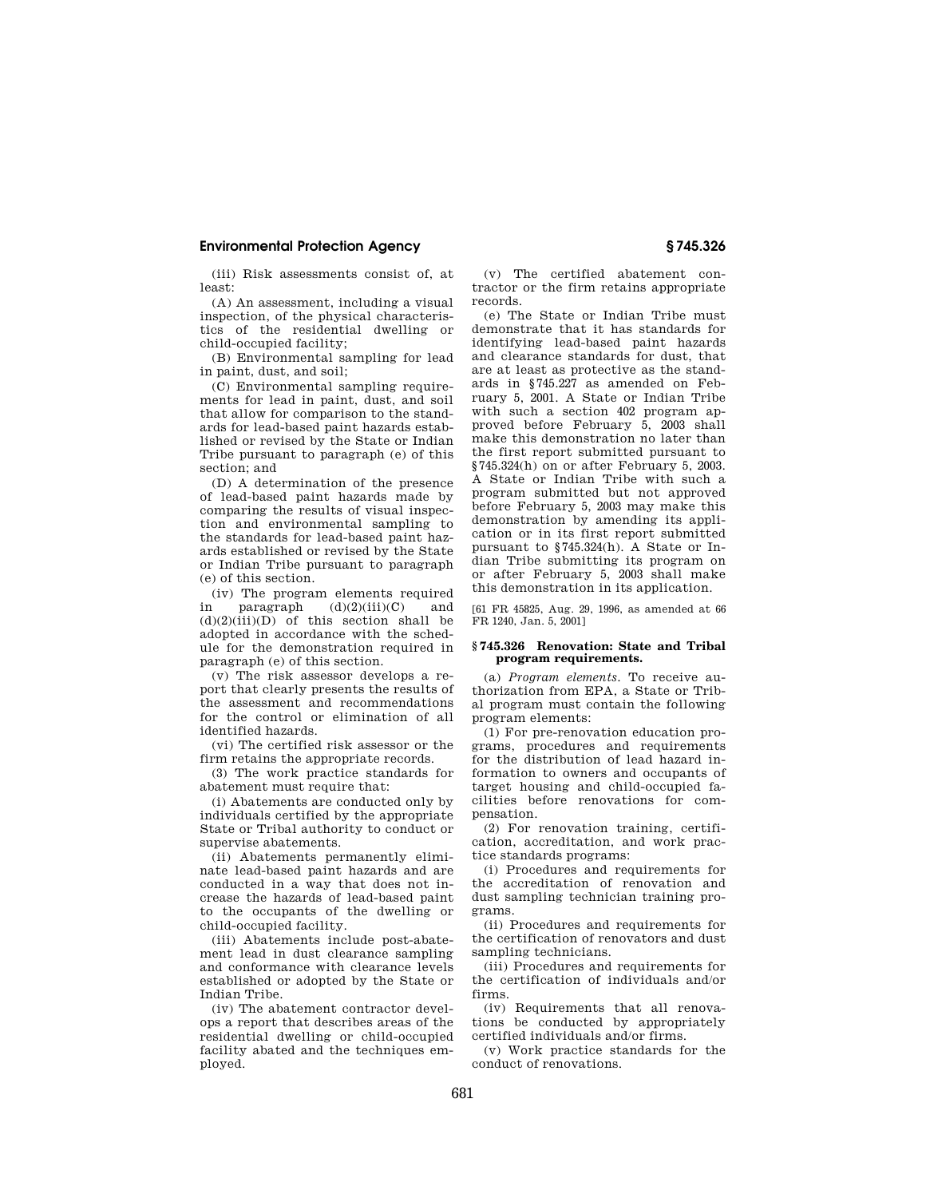(iii) Risk assessments consist of, at least:

(A) An assessment, including a visual inspection, of the physical characteristics of the residential dwelling or child-occupied facility;

(B) Environmental sampling for lead in paint, dust, and soil;

(C) Environmental sampling requirements for lead in paint, dust, and soil that allow for comparison to the standards for lead-based paint hazards established or revised by the State or Indian Tribe pursuant to paragraph (e) of this section; and

(D) A determination of the presence of lead-based paint hazards made by comparing the results of visual inspection and environmental sampling to the standards for lead-based paint hazards established or revised by the State or Indian Tribe pursuant to paragraph (e) of this section.

(iv) The program elements required in paragraph (d)(2)(iii)(C) and (d)(2)(iii)(D) of this section shall be adopted in accordance with the schedule for the demonstration required in paragraph (e) of this section.

(v) The risk assessor develops a report that clearly presents the results of the assessment and recommendations for the control or elimination of all identified hazards.

(vi) The certified risk assessor or the firm retains the appropriate records.

(3) The work practice standards for abatement must require that:

(i) Abatements are conducted only by individuals certified by the appropriate State or Tribal authority to conduct or supervise abatements.

(ii) Abatements permanently eliminate lead-based paint hazards and are conducted in a way that does not increase the hazards of lead-based paint to the occupants of the dwelling or child-occupied facility.

(iii) Abatements include post-abatement lead in dust clearance sampling and conformance with clearance levels established or adopted by the State or Indian Tribe.

(iv) The abatement contractor develops a report that describes areas of the residential dwelling or child-occupied facility abated and the techniques employed.

(v) The certified abatement contractor or the firm retains appropriate records.

(e) The State or Indian Tribe must demonstrate that it has standards for identifying lead-based paint hazards and clearance standards for dust, that are at least as protective as the standards in §745.227 as amended on February 5, 2001. A State or Indian Tribe with such a section 402 program approved before February 5, 2003 shall make this demonstration no later than the first report submitted pursuant to §745.324(h) on or after February 5, 2003. A State or Indian Tribe with such a program submitted but not approved before February 5, 2003 may make this demonstration by amending its application or in its first report submitted pursuant to §745.324(h). A State or Indian Tribe submitting its program on or after February 5, 2003 shall make this demonstration in its application.

[61 FR 45825, Aug. 29, 1996, as amended at 66 FR 1240, Jan. 5, 2001]

## §745.326 Renovation: State and Tribal program requirements.

(a) *Program elements.* To receive authorization from EPA, a State or Tribal program must contain the following program elements:

(1) For pre-renovation education programs, procedures and requirements for the distribution of lead hazard information to owners and occupants of target housing and child-occupied facilities before renovations for compensation.

(2) For renovation training, certification, accreditation, and work practice standards programs:

(i) Procedures and requirements for the accreditation of renovation and dust sampling technician training programs.

(ii) Procedures and requirements for the certification of renovators and dust sampling technicians.

(iii) Procedures and requirements for the certification of individuals and/or firms.

(iv) Requirements that all renovations be conducted by appropriately certified individuals and/or firms.

(v) Work practice standards for the conduct of renovations.